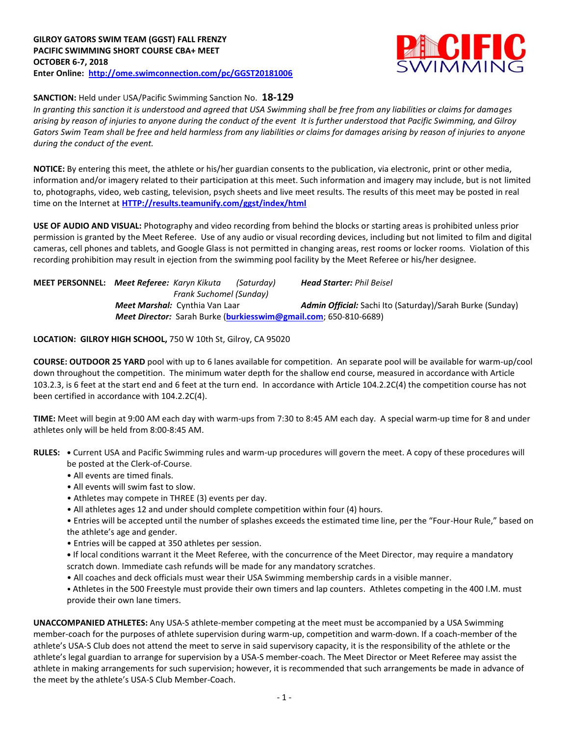**GILROY GATORS SWIM TEAM (GGST) FALL FRENZY**
**PACIFIC SWIMMING SHORT COURSE CBA+ MEET**
**OCTOBER 6-7, 2018**
**Enter Online: http://ome.swimconnection.com/pc/GGST20181006**

**SANCTION:** Held under USA/Pacific Swimming Sanction No. **18-129**

*In granting this sanction it is understood and agreed that USA Swimming shall be free from any liabilities or claims for damages arising by reason of injuries to anyone during the conduct of the event It is further understood that Pacific Swimming, and Gilroy Gators Swim Team shall be free and held harmless from any liabilities or claims for damages arising by reason of injuries to anyone during the conduct of the event.*

**NOTICE:** By entering this meet, the athlete or his/her guardian consents to the publication, via electronic, print or other media, information and/or imagery related to their participation at this meet. Such information and imagery may include, but is not limited to, photographs, video, web casting, television, psych sheets and live meet results. The results of this meet may be posted in real time on the Internet at **HTTP://results.teamunify.com/ggst/index/html**

**USE OF AUDIO AND VISUAL:** Photography and video recording from behind the blocks or starting areas is prohibited unless prior permission is granted by the Meet Referee. Use of any audio or visual recording devices, including but not limited to film and digital cameras, cell phones and tablets, and Google Glass is not permitted in changing areas, rest rooms or locker rooms. Violation of this recording prohibition may result in ejection from the swimming pool facility by the Meet Referee or his/her designee.

**MEET PERSONNEL:** ***Meet Referee:*** *Karyn Kikuta (Saturday)*
*Frank Suchomel (Sunday)*
***Head Starter:*** *Phil Beisel*
***Meet Marshal:*** Cynthia Van Laar
***Admin Official:*** Sachi Ito (Saturday)/Sarah Burke (Sunday)
***Meet Director:*** Sarah Burke (**burkiesswim@gmail.com**; 650-810-6689)

**LOCATION: GILROY HIGH SCHOOL,** 750 W 10th St, Gilroy, CA 95020

**COURSE: OUTDOOR 25 YARD** pool with up to 6 lanes available for competition. An separate pool will be available for warm-up/cool down throughout the competition. The minimum water depth for the shallow end course, measured in accordance with Article 103.2.3, is 6 feet at the start end and 6 feet at the turn end. In accordance with Article 104.2.2C(4) the competition course has not been certified in accordance with 104.2.2C(4).

**TIME:** Meet will begin at 9:00 AM each day with warm-ups from 7:30 to 8:45 AM each day. A special warm-up time for 8 and under athletes only will be held from 8:00-8:45 AM.

**RULES:**

- Current USA and Pacific Swimming rules and warm-up procedures will govern the meet. A copy of these procedures will be posted at the Clerk-of-Course.
- All events are timed finals.
- All events will swim fast to slow.
- Athletes may compete in THREE (3) events per day.
- All athletes ages 12 and under should complete competition within four (4) hours.
- Entries will be accepted until the number of splashes exceeds the estimated time line, per the "Four-Hour Rule," based on the athlete's age and gender.
- Entries will be capped at 350 athletes per session.
- If local conditions warrant it the Meet Referee, with the concurrence of the Meet Director, may require a mandatory scratch down. Immediate cash refunds will be made for any mandatory scratches.
- All coaches and deck officials must wear their USA Swimming membership cards in a visible manner.
- Athletes in the 500 Freestyle must provide their own timers and lap counters. Athletes competing in the 400 I.M. must provide their own lane timers.

**UNACCOMPANIED ATHLETES:** Any USA-S athlete-member competing at the meet must be accompanied by a USA Swimming member-coach for the purposes of athlete supervision during warm-up, competition and warm-down. If a coach-member of the athlete's USA-S Club does not attend the meet to serve in said supervisory capacity, it is the responsibility of the athlete or the athlete's legal guardian to arrange for supervision by a USA-S member-coach. The Meet Director or Meet Referee may assist the athlete in making arrangements for such supervision; however, it is recommended that such arrangements be made in advance of the meet by the athlete's USA-S Club Member-Coach.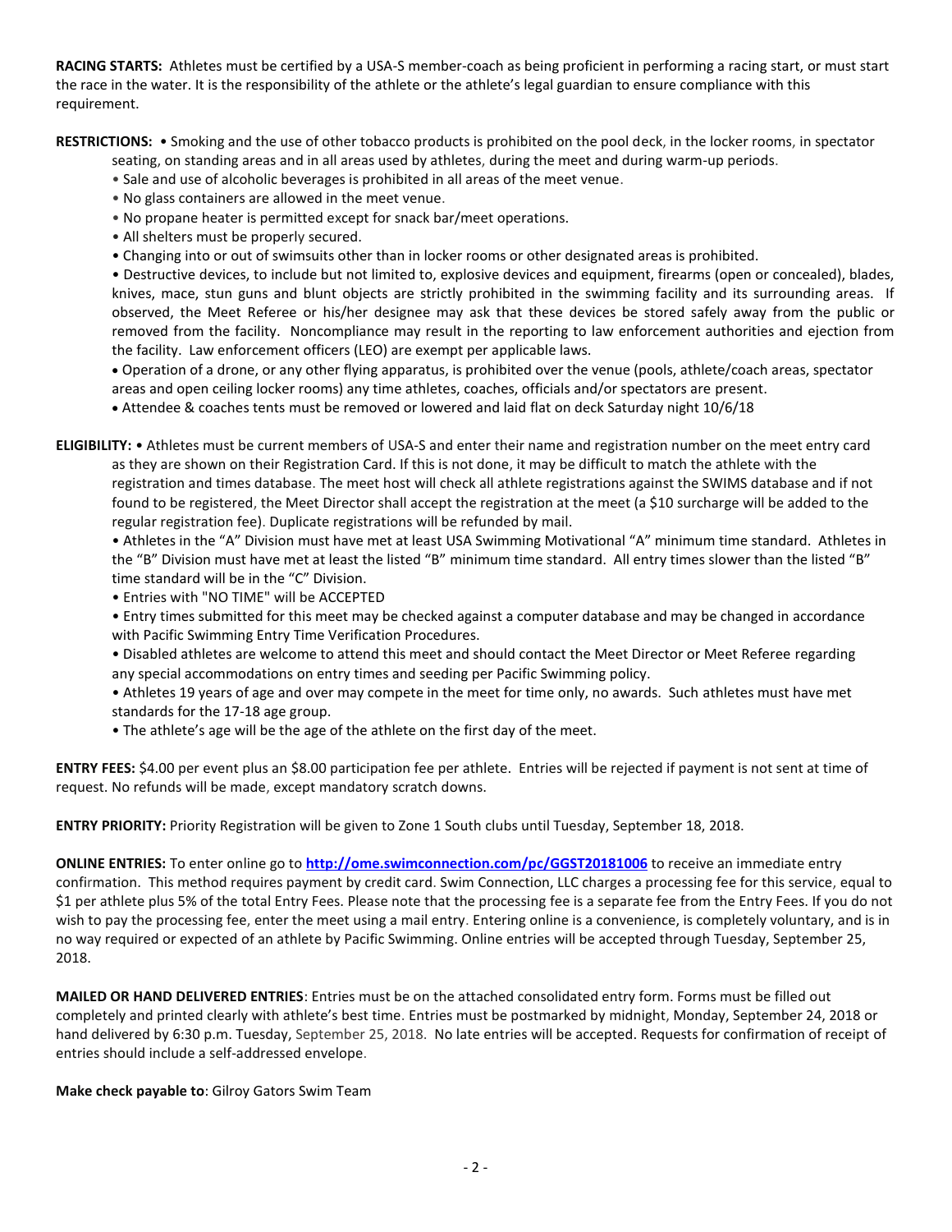**RACING STARTS:** Athletes must be certified by a USA-S member-coach as being proficient in performing a racing start, or must start the race in the water. It is the responsibility of the athlete or the athlete's legal guardian to ensure compliance with this requirement.

**RESTRICTIONS:** • Smoking and the use of other tobacco products is prohibited on the pool deck, in the locker rooms, in spectator seating, on standing areas and in all areas used by athletes, during the meet and during warm-up periods.

- Sale and use of alcoholic beverages is prohibited in all areas of the meet venue.
- No glass containers are allowed in the meet venue.
- No propane heater is permitted except for snack bar/meet operations.
- All shelters must be properly secured.
- Changing into or out of swimsuits other than in locker rooms or other designated areas is prohibited.
- Destructive devices, to include but not limited to, explosive devices and equipment, firearms (open or concealed), blades, knives, mace, stun guns and blunt objects are strictly prohibited in the swimming facility and its surrounding areas. If observed, the Meet Referee or his/her designee may ask that these devices be stored safely away from the public or removed from the facility. Noncompliance may result in the reporting to law enforcement authorities and ejection from the facility. Law enforcement officers (LEO) are exempt per applicable laws.
- Operation of a drone, or any other flying apparatus, is prohibited over the venue (pools, athlete/coach areas, spectator areas and open ceiling locker rooms) any time athletes, coaches, officials and/or spectators are present.
- Attendee & coaches tents must be removed or lowered and laid flat on deck Saturday night 10/6/18

**ELIGIBILITY:** • Athletes must be current members of USA-S and enter their name and registration number on the meet entry card as they are shown on their Registration Card. If this is not done, it may be difficult to match the athlete with the registration and times database. The meet host will check all athlete registrations against the SWIMS database and if not found to be registered, the Meet Director shall accept the registration at the meet (a $10 surcharge will be added to the regular registration fee). Duplicate registrations will be refunded by mail.

- Athletes in the "A" Division must have met at least USA Swimming Motivational "A" minimum time standard. Athletes in the "B" Division must have met at least the listed "B" minimum time standard. All entry times slower than the listed "B" time standard will be in the "C" Division.
- Entries with "NO TIME" will be ACCEPTED
- Entry times submitted for this meet may be checked against a computer database and may be changed in accordance with Pacific Swimming Entry Time Verification Procedures.
- Disabled athletes are welcome to attend this meet and should contact the Meet Director or Meet Referee regarding any special accommodations on entry times and seeding per Pacific Swimming policy.
- Athletes 19 years of age and over may compete in the meet for time only, no awards. Such athletes must have met standards for the 17-18 age group.
- The athlete's age will be the age of the athlete on the first day of the meet.

**ENTRY FEES:** $4.00 per event plus an $8.00 participation fee per athlete. Entries will be rejected if payment is not sent at time of request. No refunds will be made, except mandatory scratch downs.

**ENTRY PRIORITY:** Priority Registration will be given to Zone 1 South clubs until Tuesday, September 18, 2018.

**ONLINE ENTRIES:** To enter online go to **http://ome.swimconnection.com/pc/GGST20181006** to receive an immediate entry confirmation. This method requires payment by credit card. Swim Connection, LLC charges a processing fee for this service, equal to $1 per athlete plus 5% of the total Entry Fees. Please note that the processing fee is a separate fee from the Entry Fees. If you do not wish to pay the processing fee, enter the meet using a mail entry. Entering online is a convenience, is completely voluntary, and is in no way required or expected of an athlete by Pacific Swimming. Online entries will be accepted through Tuesday, September 25, 2018.

**MAILED OR HAND DELIVERED ENTRIES**: Entries must be on the attached consolidated entry form. Forms must be filled out completely and printed clearly with athlete's best time. Entries must be postmarked by midnight, Monday, September 24, 2018 or hand delivered by 6:30 p.m. Tuesday, September 25, 2018. No late entries will be accepted. Requests for confirmation of receipt of entries should include a self-addressed envelope.

**Make check payable to**: Gilroy Gators Swim Team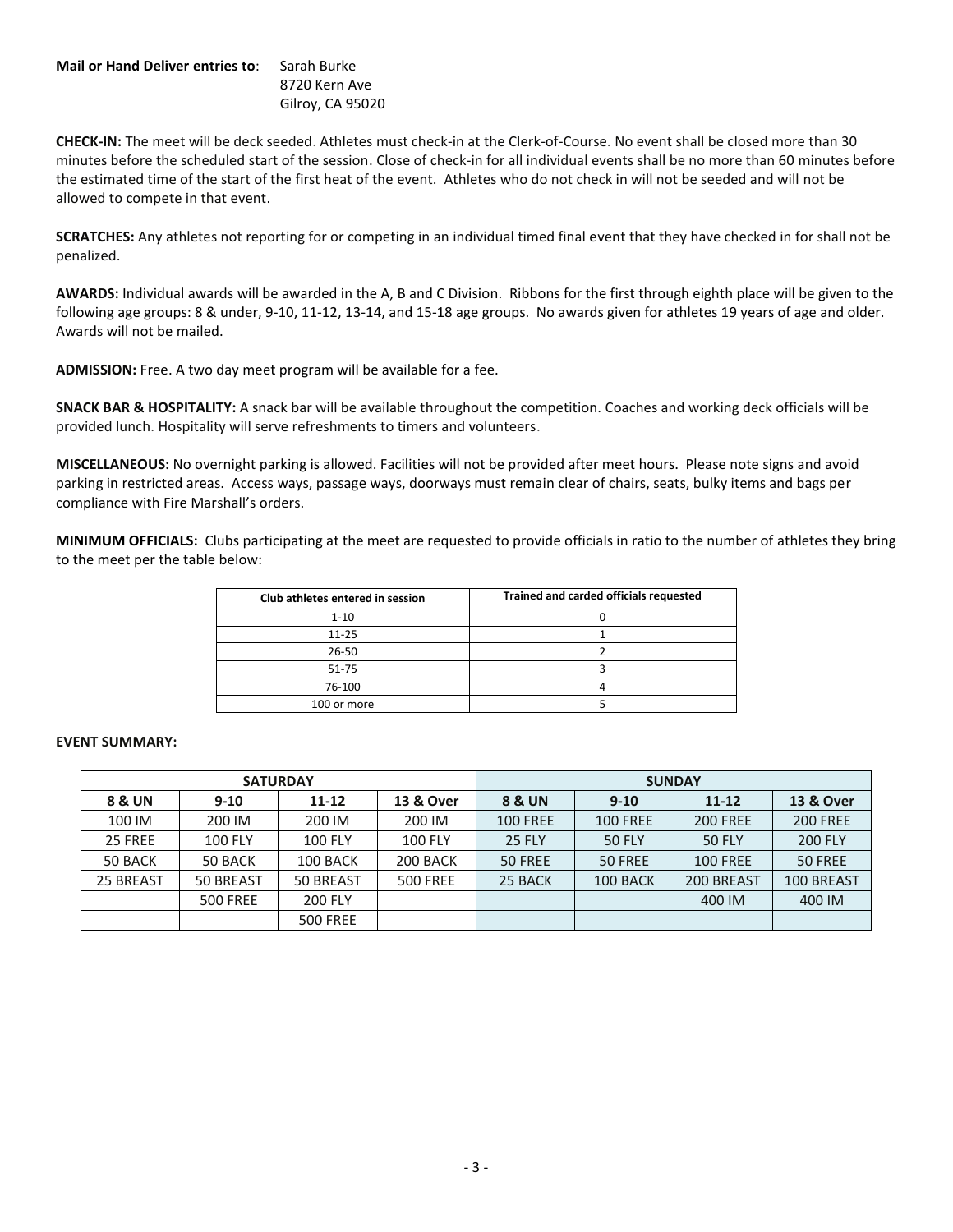**Mail or Hand Deliver entries to**: Sarah Burke
8720 Kern Ave
Gilroy, CA 95020

**CHECK-IN:** The meet will be deck seeded. Athletes must check-in at the Clerk-of-Course. No event shall be closed more than 30 minutes before the scheduled start of the session. Close of check-in for all individual events shall be no more than 60 minutes before the estimated time of the start of the first heat of the event. Athletes who do not check in will not be seeded and will not be allowed to compete in that event.

**SCRATCHES:** Any athletes not reporting for or competing in an individual timed final event that they have checked in for shall not be penalized.

**AWARDS:** Individual awards will be awarded in the A, B and C Division. Ribbons for the first through eighth place will be given to the following age groups: 8 & under, 9-10, 11-12, 13-14, and 15-18 age groups. No awards given for athletes 19 years of age and older. Awards will not be mailed.

**ADMISSION:** Free. A two day meet program will be available for a fee.

**SNACK BAR & HOSPITALITY:** A snack bar will be available throughout the competition. Coaches and working deck officials will be provided lunch. Hospitality will serve refreshments to timers and volunteers.

**MISCELLANEOUS:** No overnight parking is allowed. Facilities will not be provided after meet hours. Please note signs and avoid parking in restricted areas. Access ways, passage ways, doorways must remain clear of chairs, seats, bulky items and bags per compliance with Fire Marshall's orders.

**MINIMUM OFFICIALS:** Clubs participating at the meet are requested to provide officials in ratio to the number of athletes they bring to the meet per the table below:

| Club athletes entered in session | Trained and carded officials requested |
|---|---|
| 1-10 | 0 |
| 11-25 | 1 |
| 26-50 | 2 |
| 51-75 | 3 |
| 76-100 | 4 |
| 100 or more | 5 |

**EVENT SUMMARY:**

| SATURDAY | | | | SUNDAY | | | |
|---|---|---|---|---|---|---|---|
| **8 & UN** | **9-10** | **11-12** | **13 & Over** | **8 & UN** | **9-10** | **11-12** | **13 & Over** |
| 100 IM | 200 IM | 200 IM | 200 IM | 100 FREE | 100 FREE | 200 FREE | 200 FREE |
| 25 FREE | 100 FLY | 100 FLY | 100 FLY | 25 FLY | 50 FLY | 50 FLY | 200 FLY |
| 50 BACK | 50 BACK | 100 BACK | 200 BACK | 50 FREE | 50 FREE | 100 FREE | 50 FREE |
| 25 BREAST | 50 BREAST | 50 BREAST | 500 FREE | 25 BACK | 100 BACK | 200 BREAST | 100 BREAST |
| | 500 FREE | 200 FLY | | | | 400 IM | 400 IM |
| | | 500 FREE | | | | | |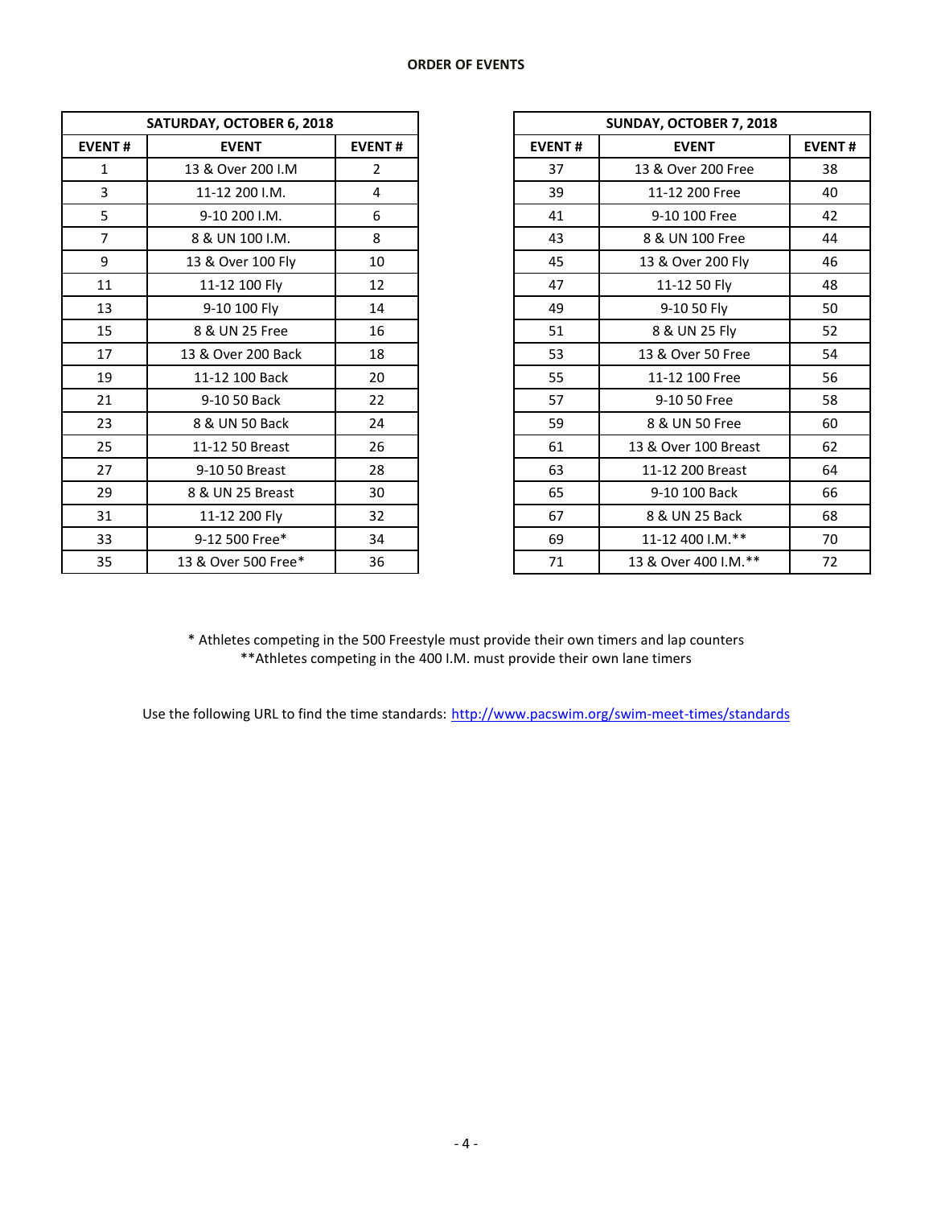**ORDER OF EVENTS**

| SATURDAY, OCTOBER 6, 2018 | | |
|---|---|---|
| EVENT # | EVENT | EVENT # |
| 1 | 13 & Over 200 I.M | 2 |
| 3 | 11-12 200 I.M. | 4 |
| 5 | 9-10 200 I.M. | 6 |
| 7 | 8 & UN 100 I.M. | 8 |
| 9 | 13 & Over 100 Fly | 10 |
| 11 | 11-12 100 Fly | 12 |
| 13 | 9-10 100 Fly | 14 |
| 15 | 8 & UN 25 Free | 16 |
| 17 | 13 & Over 200 Back | 18 |
| 19 | 11-12 100 Back | 20 |
| 21 | 9-10 50 Back | 22 |
| 23 | 8 & UN 50 Back | 24 |
| 25 | 11-12 50 Breast | 26 |
| 27 | 9-10 50 Breast | 28 |
| 29 | 8 & UN 25 Breast | 30 |
| 31 | 11-12 200 Fly | 32 |
| 33 | 9-12 500 Free* | 34 |
| 35 | 13 & Over 500 Free* | 36 |

| SUNDAY, OCTOBER 7, 2018 | | |
|---|---|---|
| EVENT # | EVENT | EVENT # |
| 37 | 13 & Over 200 Free | 38 |
| 39 | 11-12 200 Free | 40 |
| 41 | 9-10 100 Free | 42 |
| 43 | 8 & UN 100 Free | 44 |
| 45 | 13 & Over 200 Fly | 46 |
| 47 | 11-12 50 Fly | 48 |
| 49 | 9-10 50 Fly | 50 |
| 51 | 8 & UN 25 Fly | 52 |
| 53 | 13 & Over 50 Free | 54 |
| 55 | 11-12 100 Free | 56 |
| 57 | 9-10 50 Free | 58 |
| 59 | 8 & UN 50 Free | 60 |
| 61 | 13 & Over 100 Breast | 62 |
| 63 | 11-12 200 Breast | 64 |
| 65 | 9-10 100 Back | 66 |
| 67 | 8 & UN 25 Back | 68 |
| 69 | 11-12 400 I.M.** | 70 |
| 71 | 13 & Over 400 I.M.** | 72 |

* Athletes competing in the 500 Freestyle must provide their own timers and lap counters
**Athletes competing in the 400 I.M. must provide their own lane timers

Use the following URL to find the time standards: http://www.pacswim.org/swim-meet-times/standards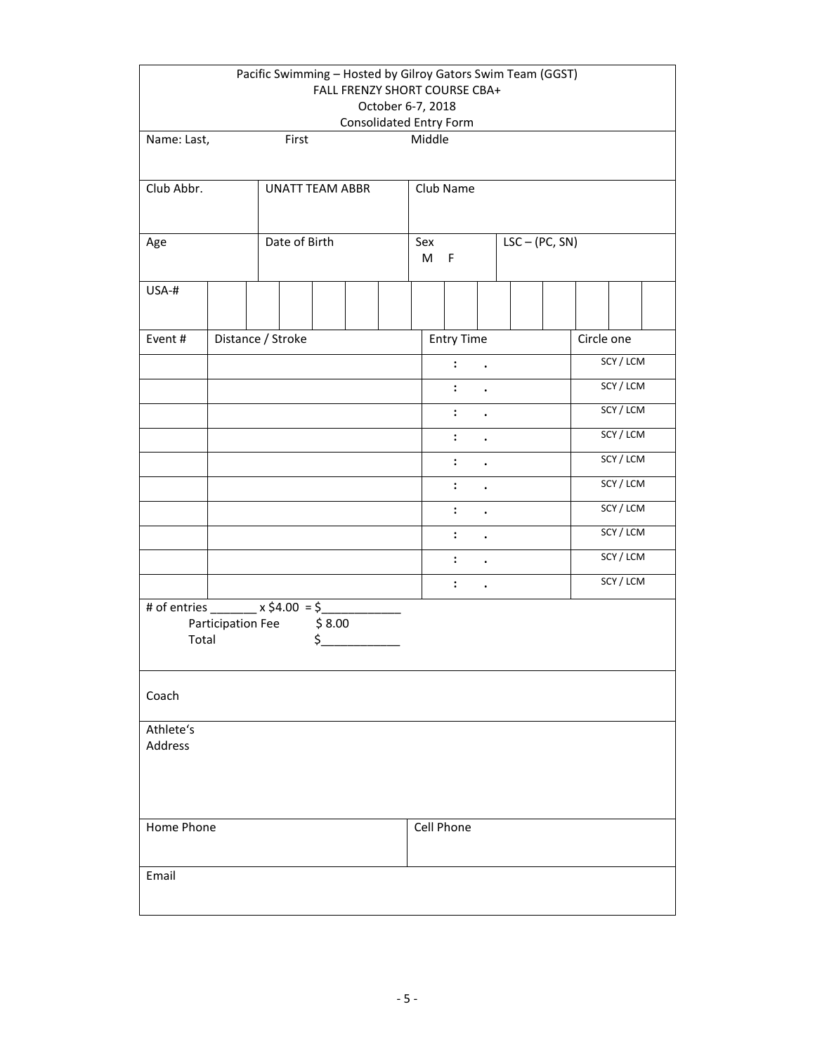Pacific Swimming – Hosted by Gilroy Gators Swim Team (GGST)

FALL FRENZY SHORT COURSE CBA+

October 6-7, 2018

Consolidated Entry Form

| | | | |
|---|---|---|---|
| Name: Last, | First | Middle | |
| Club Abbr. | UNATT TEAM ABBR | Club Name | |
| Age | Date of Birth | Sex M F | LSC – (PC, SN) |
| USA-# | | | |

| Event # | Distance / Stroke | Entry Time | Circle one |
|---|---|---|---|
| | | : . | SCY / LCM |
| | | : . | SCY / LCM |
| | | : . | SCY / LCM |
| | | : . | SCY / LCM |
| | | : . | SCY / LCM |
| | | : . | SCY / LCM |
| | | : . | SCY / LCM |
| | | : . | SCY / LCM |
| | | : . | SCY / LCM |
| | | : . | SCY / LCM |

# of entries _______ x $4.00 = $____________

Participation Fee $ 8.00

Total $____________

| | |
|---|---|
| Coach | |
| Athlete's Address | |
| Home Phone | Cell Phone |
| Email | |